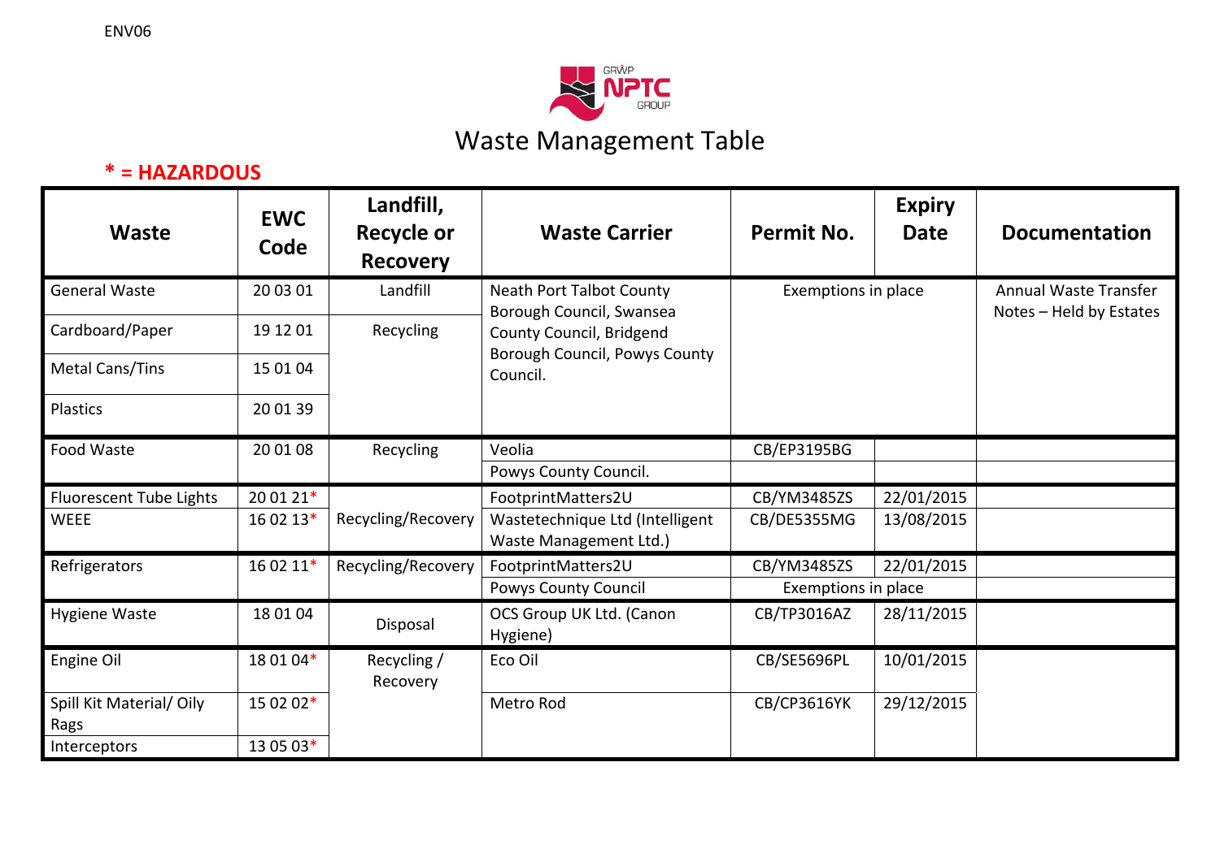ENV06

# Waste Management Table

**\* = HAZARDOUS**

| Waste | EWC Code | Landfill, Recycle or Recovery | Waste Carrier | Permit No. | Expiry Date | Documentation |
|---|---|---|---|---|---|---|
| General Waste | 20 03 01 | Landfill | Neath Port Talbot County Borough Council, Swansea County Council, Bridgend Borough Council, Powys County Council. | Exemptions in place | | Annual Waste Transfer Notes – Held by Estates |
| Cardboard/Paper | 19 12 01 | Recycling | | | | |
| Metal Cans/Tins | 15 01 04 | | | | | |
| Plastics | 20 01 39 | | | | | |
| Food Waste | 20 01 08 | Recycling | Veolia | CB/EP3195BG | | |
| | | | Powys County Council. | | | |
| Fluorescent Tube Lights | 20 01 21* | Recycling/Recovery | FootprintMatters2U | CB/YM3485ZS | 22/01/2015 | |
| WEEE | 16 02 13* | | Wastetechnique Ltd (Intelligent Waste Management Ltd.) | CB/DE5355MG | 13/08/2015 | |
| Refrigerators | 16 02 11* | Recycling/Recovery | FootprintMatters2U | CB/YM3485ZS | 22/01/2015 | |
| | | | Powys County Council | Exemptions in place | | |
| Hygiene Waste | 18 01 04 | Disposal | OCS Group UK Ltd. (Canon Hygiene) | CB/TP3016AZ | 28/11/2015 | |
| Engine Oil | 18 01 04* | Recycling / Recovery | Eco Oil | CB/SE5696PL | 10/01/2015 | |
| Spill Kit Material/ Oily Rags | 15 02 02* | | Metro Rod | CB/CP3616YK | 29/12/2015 | |
| Interceptors | 13 05 03* | | | | | |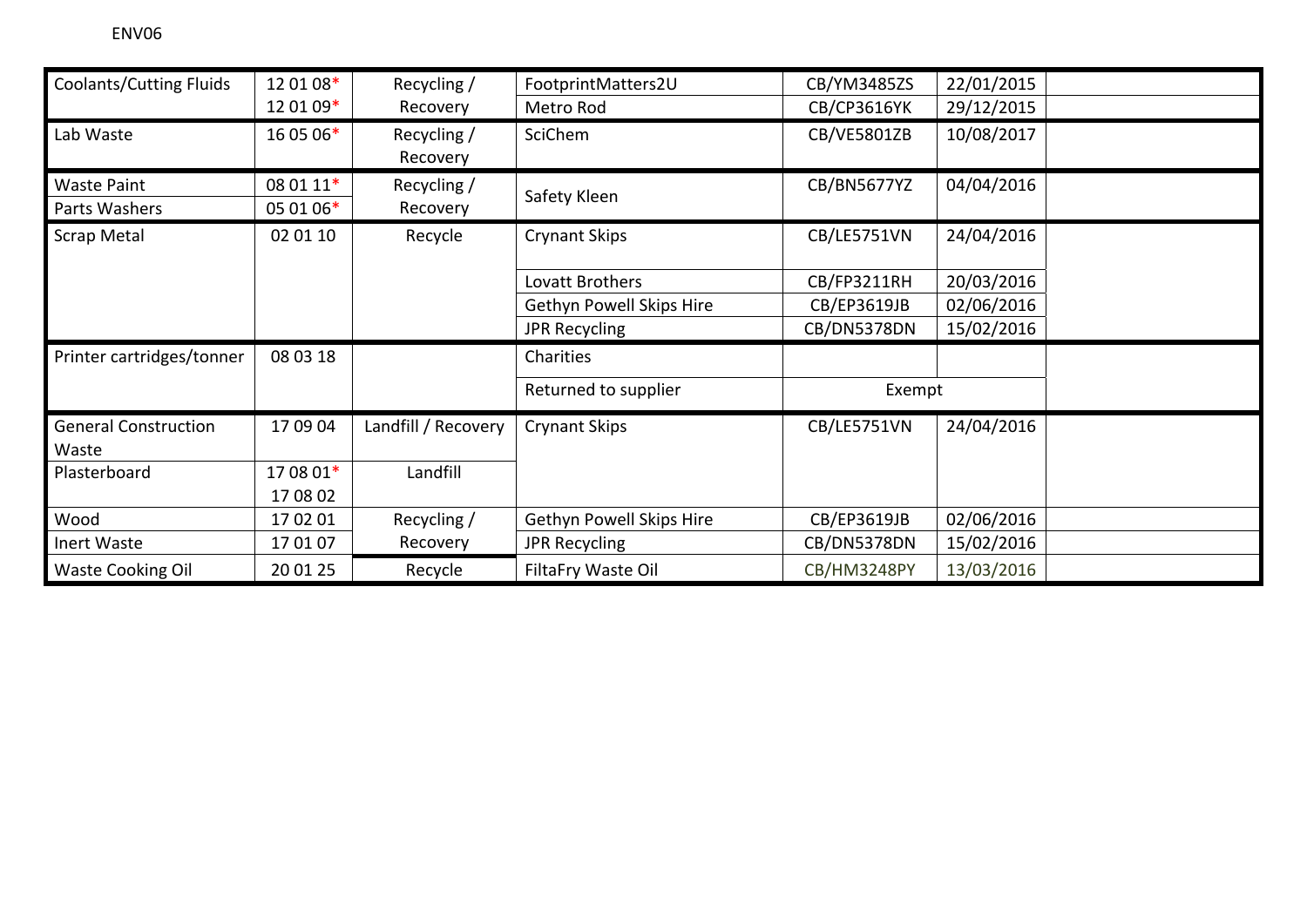ENV06

| | | | | | | |
|---|---|---|---|---|---|---|
| Coolants/Cutting Fluids | 12 01 08* 12 01 09* | Recycling / Recovery | FootprintMatters2U | CB/YM3485ZS | 22/01/2015 | |
| | | | Metro Rod | CB/CP3616YK | 29/12/2015 | |
| Lab Waste | 16 05 06* | Recycling / Recovery | SciChem | CB/VE5801ZB | 10/08/2017 | |
| Waste Paint | 08 01 11* | Recycling / Recovery | Safety Kleen | CB/BN5677YZ | 04/04/2016 | |
| Parts Washers | 05 01 06* | | | | | |
| Scrap Metal | 02 01 10 | Recycle | Crynant Skips | CB/LE5751VN | 24/04/2016 | |
| | | | Lovatt Brothers | CB/FP3211RH | 20/03/2016 | |
| | | | Gethyn Powell Skips Hire | CB/EP3619JB | 02/06/2016 | |
| | | | JPR Recycling | CB/DN5378DN | 15/02/2016 | |
| Printer cartridges/tonner | 08 03 18 | | Charities | | | |
| | | | Returned to supplier | Exempt | | |
| General Construction Waste | 17 09 04 | Landfill / Recovery | Crynant Skips | CB/LE5751VN | 24/04/2016 | |
| Plasterboard | 17 08 01* 17 08 02 | Landfill | | | | |
| Wood | 17 02 01 | Recycling / Recovery | Gethyn Powell Skips Hire | CB/EP3619JB | 02/06/2016 | |
| Inert Waste | 17 01 07 | | JPR Recycling | CB/DN5378DN | 15/02/2016 | |
| Waste Cooking Oil | 20 01 25 | Recycle | FiltaFry Waste Oil | CB/HM3248PY | 13/03/2016 | |